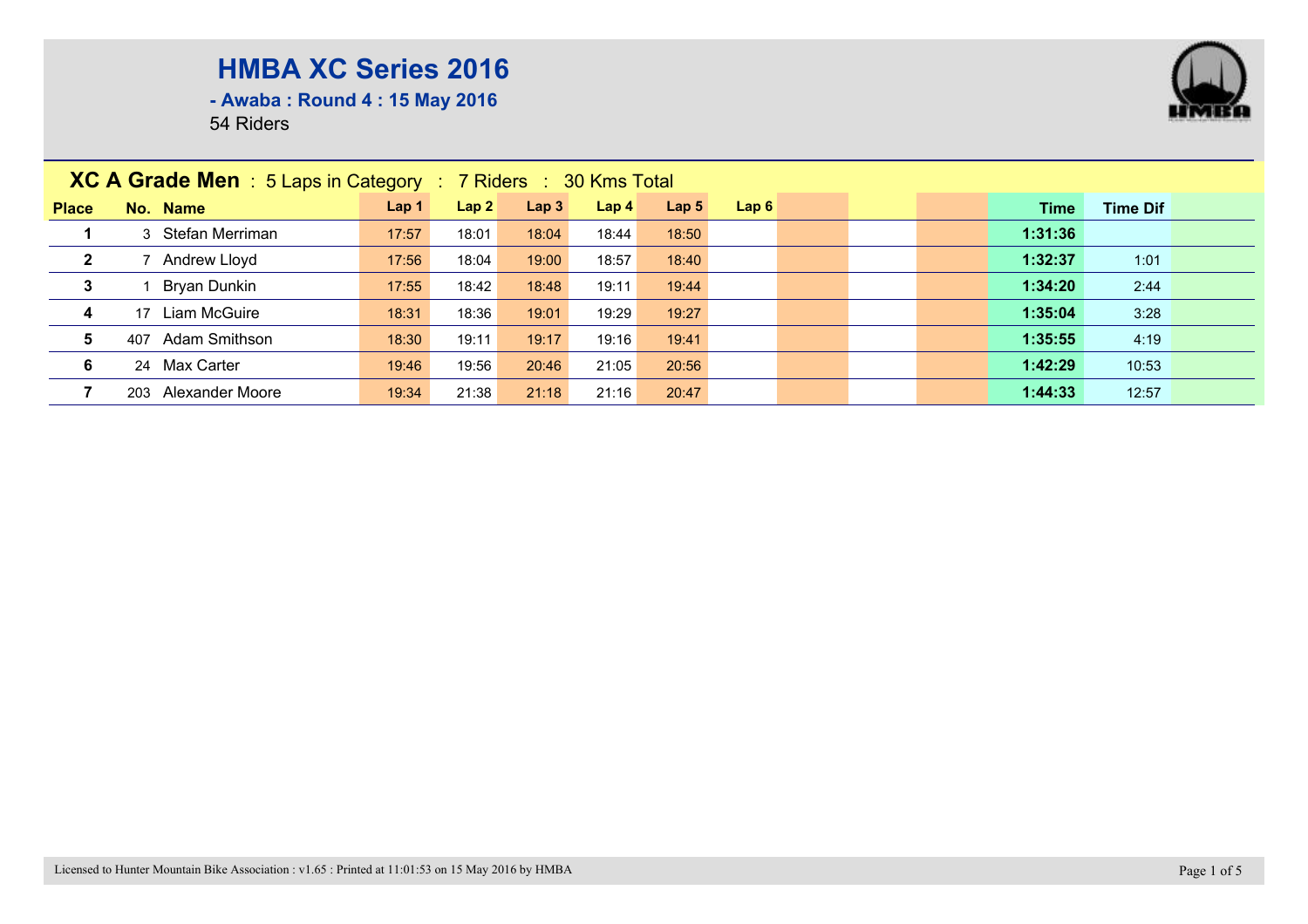# HMBA XC Series 2016

**- Awaba : Round 4 : 15 May 2016**

54 Riders

## XC A Grade Men : 5 Laps in Category : 7 Riders : 30 Kms Total

| Place | No. | Name | Lap 1 | Lap 2 | Lap 3 | Lap 4 | Lap 5 | Lap 6 | Time | Time Dif |
|---|---|---|---|---|---|---|---|---|---|---|
| 1 | 3 | Stefan Merriman | 17:57 | 18:01 | 18:04 | 18:44 | 18:50 | | **1:31:36** | |
| 2 | 7 | Andrew Lloyd | 17:56 | 18:04 | 19:00 | 18:57 | 18:40 | | **1:32:37** | 1:01 |
| 3 | 1 | Bryan Dunkin | 17:55 | 18:42 | 18:48 | 19:11 | 19:44 | | **1:34:20** | 2:44 |
| 4 | 17 | Liam McGuire | 18:31 | 18:36 | 19:01 | 19:29 | 19:27 | | **1:35:04** | 3:28 |
| 5 | 407 | Adam Smithson | 18:30 | 19:11 | 19:17 | 19:16 | 19:41 | | **1:35:55** | 4:19 |
| 6 | 24 | Max Carter | 19:46 | 19:56 | 20:46 | 21:05 | 20:56 | | **1:42:29** | 10:53 |
| 7 | 203 | Alexander Moore | 19:34 | 21:38 | 21:18 | 21:16 | 20:47 | | **1:44:33** | 12:57 |

Licensed to Hunter Mountain Bike Association : v1.65 : Printed at 11:01:53 on 15 May 2016 by HMBA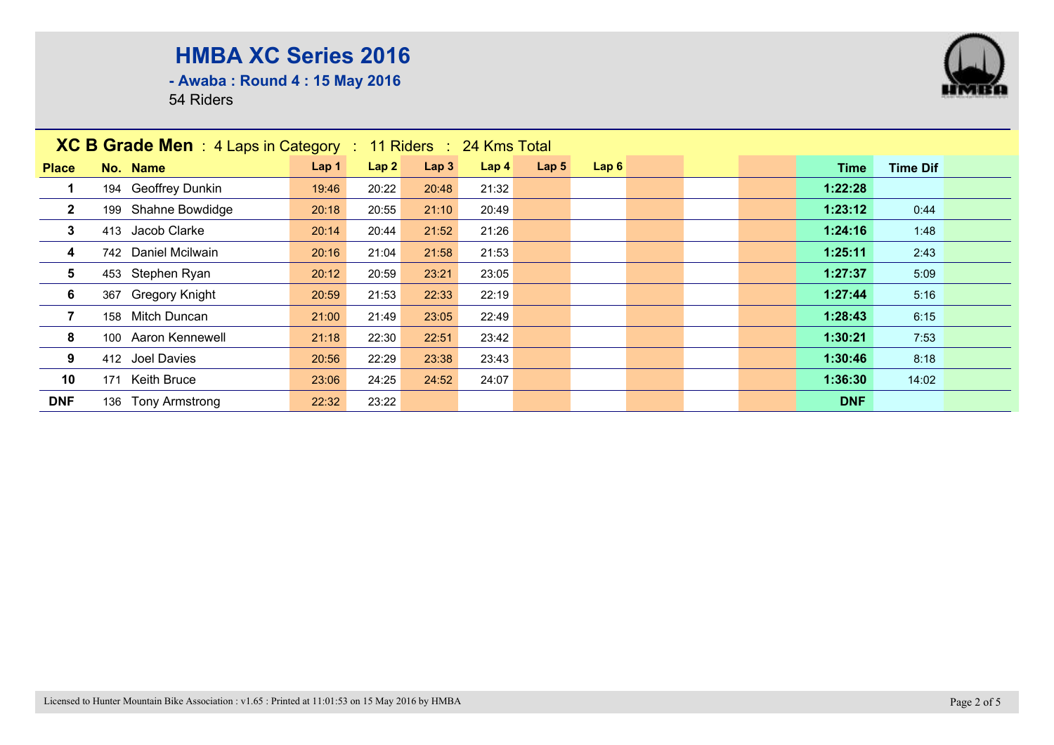# HMBA XC Series 2016

**- Awaba : Round 4 : 15 May 2016**

54 Riders

## XC B Grade Men : 4 Laps in Category : 11 Riders : 24 Kms Total

| Place | No. | Name | Lap 1 | Lap 2 | Lap 3 | Lap 4 | Lap 5 | Lap 6 | Time | Time Dif |
|---|---|---|---|---|---|---|---|---|---|---|
| 1 | 194 | Geoffrey Dunkin | 19:46 | 20:22 | 20:48 | 21:32 | | | 1:22:28 | |
| 2 | 199 | Shahne Bowdidge | 20:18 | 20:55 | 21:10 | 20:49 | | | 1:23:12 | 0:44 |
| 3 | 413 | Jacob Clarke | 20:14 | 20:44 | 21:52 | 21:26 | | | 1:24:16 | 1:48 |
| 4 | 742 | Daniel Mcilwain | 20:16 | 21:04 | 21:58 | 21:53 | | | 1:25:11 | 2:43 |
| 5 | 453 | Stephen Ryan | 20:12 | 20:59 | 23:21 | 23:05 | | | 1:27:37 | 5:09 |
| 6 | 367 | Gregory Knight | 20:59 | 21:53 | 22:33 | 22:19 | | | 1:27:44 | 5:16 |
| 7 | 158 | Mitch Duncan | 21:00 | 21:49 | 23:05 | 22:49 | | | 1:28:43 | 6:15 |
| 8 | 100 | Aaron Kennewell | 21:18 | 22:30 | 22:51 | 23:42 | | | 1:30:21 | 7:53 |
| 9 | 412 | Joel Davies | 20:56 | 22:29 | 23:38 | 23:43 | | | 1:30:46 | 8:18 |
| 10 | 171 | Keith Bruce | 23:06 | 24:25 | 24:52 | 24:07 | | | 1:36:30 | 14:02 |
| DNF | 136 | Tony Armstrong | 22:32 | 23:22 | | | | | DNF | |

Licensed to Hunter Mountain Bike Association : v1.65 : Printed at 11:01:53 on 15 May 2016 by HMBA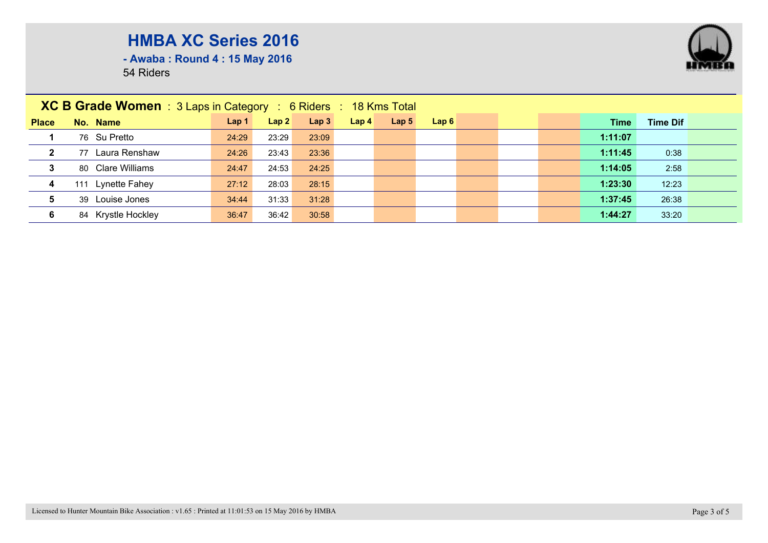# HMBA XC Series 2016

**- Awaba : Round 4 : 15 May 2016**

54 Riders

## XC B Grade Women : 3 Laps in Category : 6 Riders : 18 Kms Total

| Place | No. | Name | Lap 1 | Lap 2 | Lap 3 | Lap 4 | Lap 5 | Lap 6 | | | | Time | Time Dif |
|---|---|---|---|---|---|---|---|---|---|---|---|---|---|
| 1 | 76 | Su Pretto | 24:29 | 23:29 | 23:09 | | | | | | | **1:11:07** | |
| 2 | 77 | Laura Renshaw | 24:26 | 23:43 | 23:36 | | | | | | | **1:11:45** | 0:38 |
| 3 | 80 | Clare Williams | 24:47 | 24:53 | 24:25 | | | | | | | **1:14:05** | 2:58 |
| 4 | 111 | Lynette Fahey | 27:12 | 28:03 | 28:15 | | | | | | | **1:23:30** | 12:23 |
| 5 | 39 | Louise Jones | 34:44 | 31:33 | 31:28 | | | | | | | **1:37:45** | 26:38 |
| 6 | 84 | Krystle Hockley | 36:47 | 36:42 | 30:58 | | | | | | | **1:44:27** | 33:20 |

Licensed to Hunter Mountain Bike Association : v1.65 : Printed at 11:01:53 on 15 May 2016 by HMBA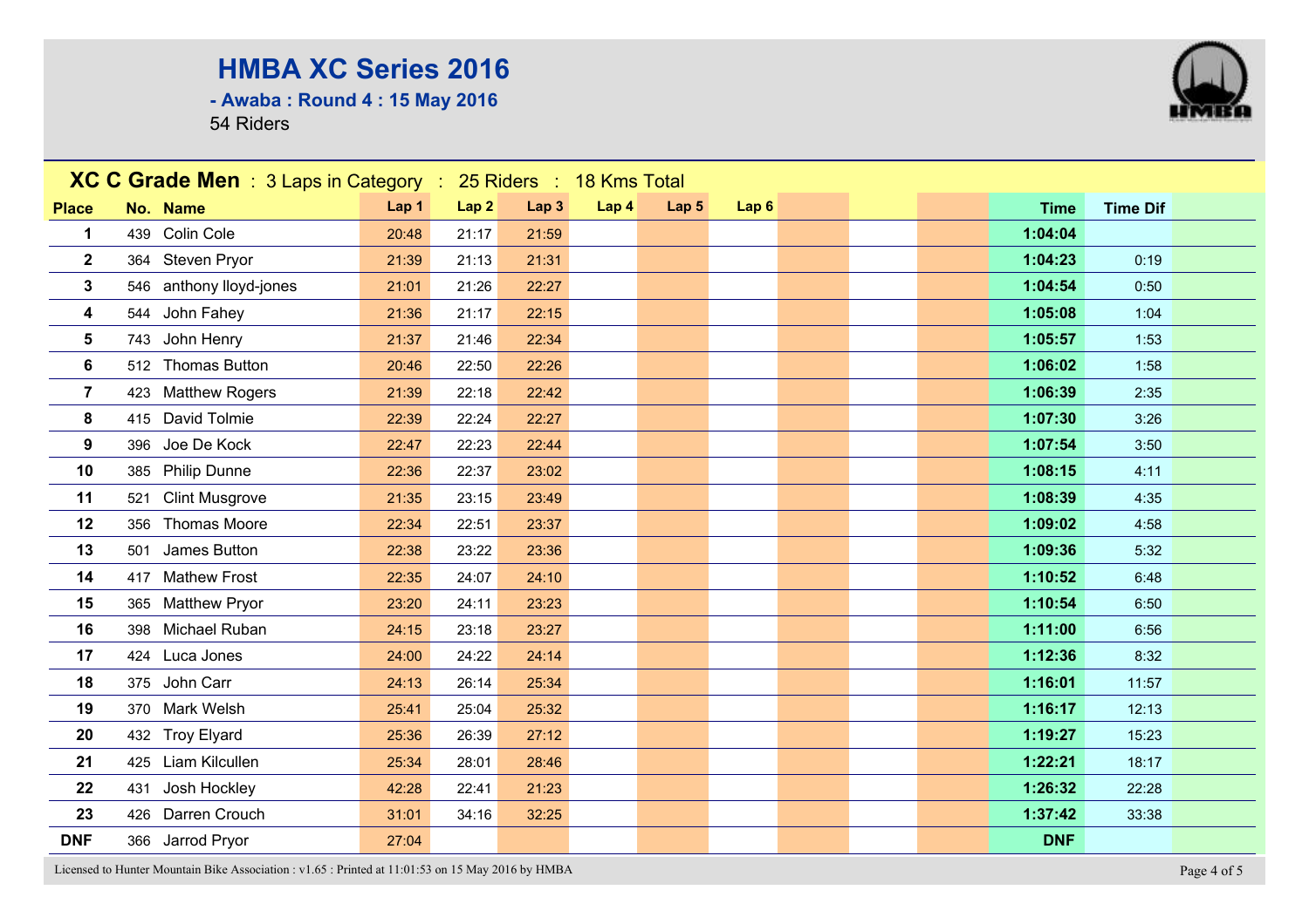# HMBA XC Series 2016

**- Awaba : Round 4 : 15 May 2016**

54 Riders

| **XC C Grade Men** : 3 Laps in Category : 25 Riders : 18 Kms Total | | | | | | | | | | |
|---|---|---|---|---|---|---|---|---|---|---|
| **Place** | **No.** | **Name** | **Lap 1** | **Lap 2** | **Lap 3** | **Lap 4** | **Lap 5** | **Lap 6** | **Time** | **Time Dif** |
| **1** | 439 | Colin Cole | 20:48 | 21:17 | 21:59 | | | | **1:04:04** | |
| **2** | 364 | Steven Pryor | 21:39 | 21:13 | 21:31 | | | | **1:04:23** | 0:19 |
| **3** | 546 | anthony lloyd-jones | 21:01 | 21:26 | 22:27 | | | | **1:04:54** | 0:50 |
| **4** | 544 | John Fahey | 21:36 | 21:17 | 22:15 | | | | **1:05:08** | 1:04 |
| **5** | 743 | John Henry | 21:37 | 21:46 | 22:34 | | | | **1:05:57** | 1:53 |
| **6** | 512 | Thomas Button | 20:46 | 22:50 | 22:26 | | | | **1:06:02** | 1:58 |
| **7** | 423 | Matthew Rogers | 21:39 | 22:18 | 22:42 | | | | **1:06:39** | 2:35 |
| **8** | 415 | David Tolmie | 22:39 | 22:24 | 22:27 | | | | **1:07:30** | 3:26 |
| **9** | 396 | Joe De Kock | 22:47 | 22:23 | 22:44 | | | | **1:07:54** | 3:50 |
| **10** | 385 | Philip Dunne | 22:36 | 22:37 | 23:02 | | | | **1:08:15** | 4:11 |
| **11** | 521 | Clint Musgrove | 21:35 | 23:15 | 23:49 | | | | **1:08:39** | 4:35 |
| **12** | 356 | Thomas Moore | 22:34 | 22:51 | 23:37 | | | | **1:09:02** | 4:58 |
| **13** | 501 | James Button | 22:38 | 23:22 | 23:36 | | | | **1:09:36** | 5:32 |
| **14** | 417 | Mathew Frost | 22:35 | 24:07 | 24:10 | | | | **1:10:52** | 6:48 |
| **15** | 365 | Matthew Pryor | 23:20 | 24:11 | 23:23 | | | | **1:10:54** | 6:50 |
| **16** | 398 | Michael Ruban | 24:15 | 23:18 | 23:27 | | | | **1:11:00** | 6:56 |
| **17** | 424 | Luca Jones | 24:00 | 24:22 | 24:14 | | | | **1:12:36** | 8:32 |
| **18** | 375 | John Carr | 24:13 | 26:14 | 25:34 | | | | **1:16:01** | 11:57 |
| **19** | 370 | Mark Welsh | 25:41 | 25:04 | 25:32 | | | | **1:16:17** | 12:13 |
| **20** | 432 | Troy Elyard | 25:36 | 26:39 | 27:12 | | | | **1:19:27** | 15:23 |
| **21** | 425 | Liam Kilcullen | 25:34 | 28:01 | 28:46 | | | | **1:22:21** | 18:17 |
| **22** | 431 | Josh Hockley | 42:28 | 22:41 | 21:23 | | | | **1:26:32** | 22:28 |
| **23** | 426 | Darren Crouch | 31:01 | 34:16 | 32:25 | | | | **1:37:42** | 33:38 |
| **DNF** | 366 | Jarrod Pryor | 27:04 | | | | | | **DNF** | |

Licensed to Hunter Mountain Bike Association : v1.65 : Printed at 11:01:53 on 15 May 2016 by HMBA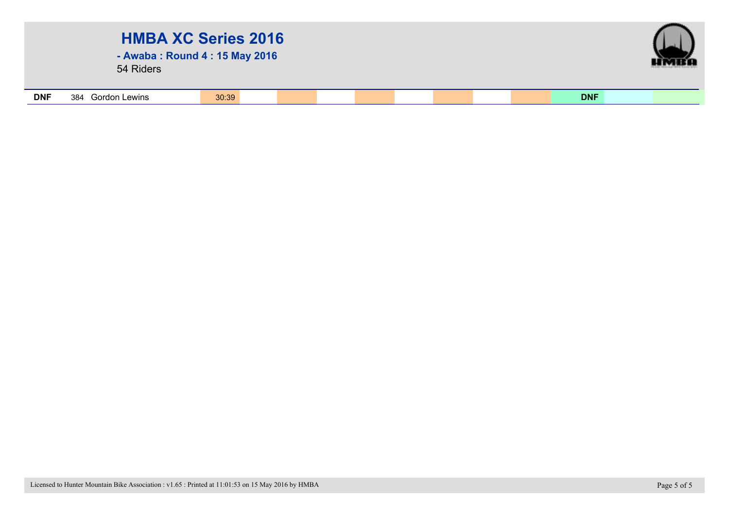# HMBA XC Series 2016

**- Awaba : Round 4 : 15 May 2016**

54 Riders

| | | | | | | | | | | | | | |
|---|---|---|---|---|---|---|---|---|---|---|---|---|---|
| **DNF** | 384 | Gordon Lewins | 30:39 | | | | | | | | **DNF** | | |

Licensed to Hunter Mountain Bike Association : v1.65 : Printed at 11:01:53 on 15 May 2016 by HMBA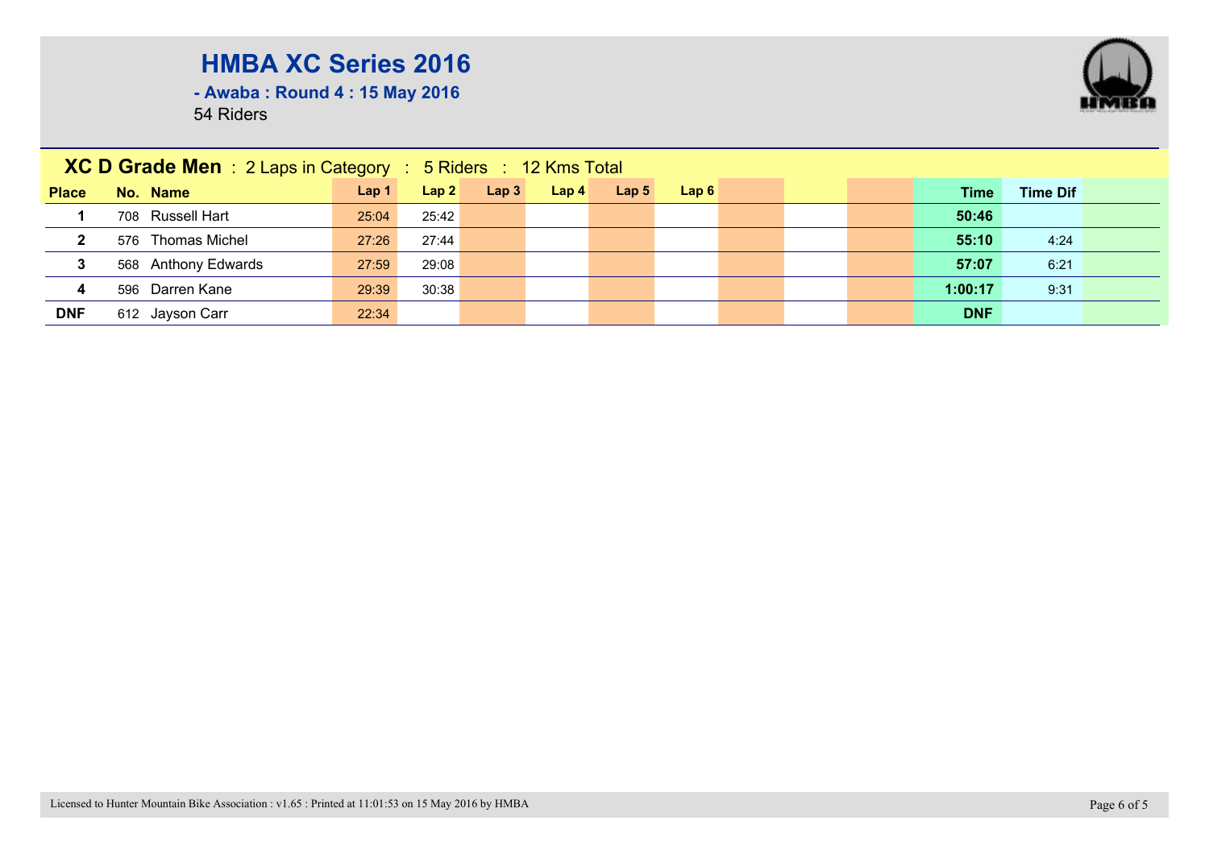# HMBA XC Series 2016

**- Awaba : Round 4 : 15 May 2016**

54 Riders

**XC D Grade Men** : 2 Laps in Category : 5 Riders : 12 Kms Total

| Place | No. | Name | Lap 1 | Lap 2 | Lap 3 | Lap 4 | Lap 5 | Lap 6 | | | | Time | Time Dif | |
|---|---|---|---|---|---|---|---|---|---|---|---|---|---|---|
| 1 | 708 | Russell Hart | 25:04 | 25:42 | | | | | | | | **50:46** | | |
| 2 | 576 | Thomas Michel | 27:26 | 27:44 | | | | | | | | **55:10** | 4:24 | |
| 3 | 568 | Anthony Edwards | 27:59 | 29:08 | | | | | | | | **57:07** | 6:21 | |
| 4 | 596 | Darren Kane | 29:39 | 30:38 | | | | | | | | **1:00:17** | 9:31 | |
| DNF | 612 | Jayson Carr | 22:34 | | | | | | | | | **DNF** | | |

Licensed to Hunter Mountain Bike Association : v1.65 : Printed at 11:01:53 on 15 May 2016 by HMBA